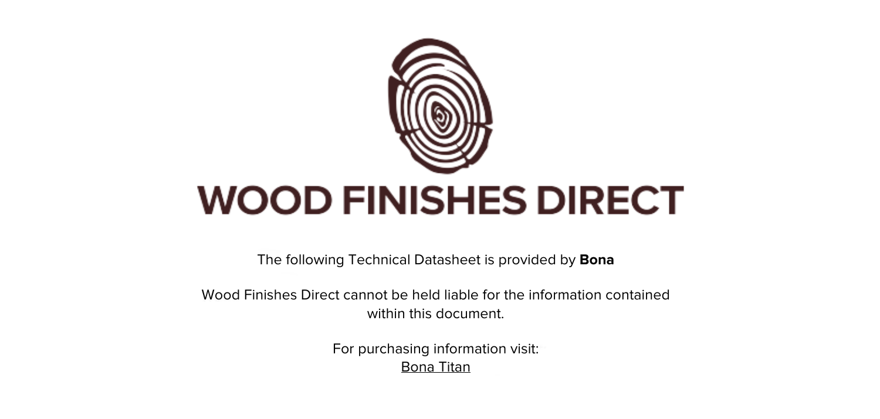# WOOD FINISHES DIRECT

The following Technical Datasheet is provided by **Bona**

Wood Finishes Direct cannot be held liable for the information contained within this document.

For purchasing information visit:
Bona Titan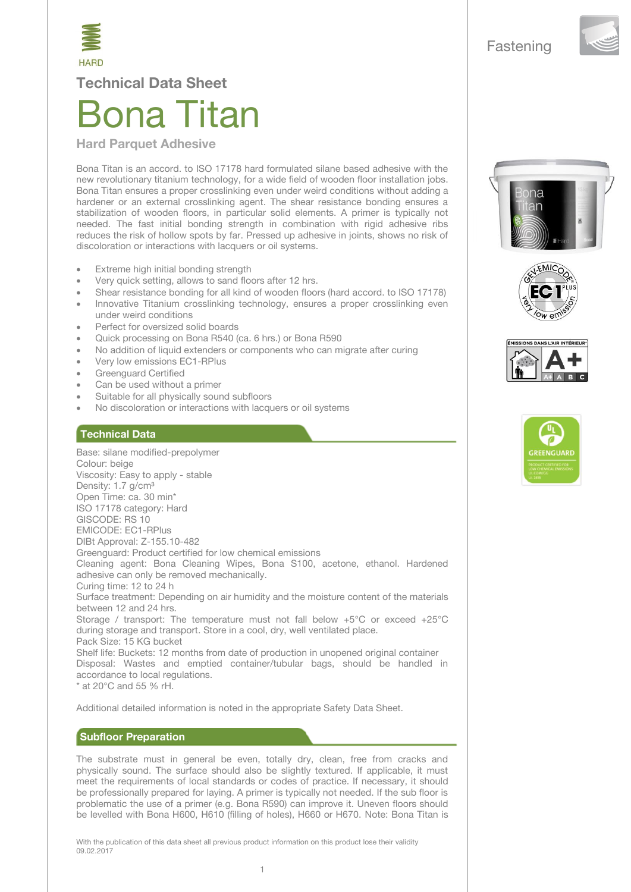HARD

Fastening

## Technical Data Sheet

# Bona Titan

### Hard Parquet Adhesive

Bona Titan is an accord. to ISO 17178 hard formulated silane based adhesive with the new revolutionary titanium technology, for a wide field of wooden floor installation jobs. Bona Titan ensures a proper crosslinking even under weird conditions without adding a hardener or an external crosslinking agent. The shear resistance bonding ensures a stabilization of wooden floors, in particular solid elements. A primer is typically not needed. The fast initial bonding strength in combination with rigid adhesive ribs reduces the risk of hollow spots by far. Pressed up adhesive in joints, shows no risk of discoloration or interactions with lacquers or oil systems.

- Extreme high initial bonding strength
- Very quick setting, allows to sand floors after 12 hrs.
- Shear resistance bonding for all kind of wooden floors (hard accord. to ISO 17178)
- Innovative Titanium crosslinking technology, ensures a proper crosslinking even under weird conditions
- Perfect for oversized solid boards
- Quick processing on Bona R540 (ca. 6 hrs.) or Bona R590
- No addition of liquid extenders or components who can migrate after curing
- Very low emissions EC1-RPlus
- Greenguard Certified
- Can be used without a primer
- Suitable for all physically sound subfloors
- No discoloration or interactions with lacquers or oil systems

## Technical Data

Base: silane modified-prepolymer
Colour: beige
Viscosity: Easy to apply - stable
Density: 1.7 g/cm³
Open Time: ca. 30 min*
ISO 17178 category: Hard
GISCODE: RS 10
EMICODE: EC1-RPlus
DIBt Approval: Z-155.10-482
Greenguard: Product certified for low chemical emissions
Cleaning agent: Bona Cleaning Wipes, Bona S100, acetone, ethanol. Hardened adhesive can only be removed mechanically.
Curing time: 12 to 24 h
Surface treatment: Depending on air humidity and the moisture content of the materials between 12 and 24 hrs.
Storage / transport: The temperature must not fall below +5°C or exceed +25°C during storage and transport. Store in a cool, dry, well ventilated place.
Pack Size: 15 KG bucket
Shelf life: Buckets: 12 months from date of production in unopened original container
Disposal: Wastes and emptied container/tubular bags, should be handled in accordance to local regulations.
* at 20°C and 55 % rH.

Additional detailed information is noted in the appropriate Safety Data Sheet.

## Subfloor Preparation

The substrate must in general be even, totally dry, clean, free from cracks and physically sound. The surface should also be slightly textured. If applicable, it must meet the requirements of local standards or codes of practice. If necessary, it should be professionally prepared for laying. A primer is typically not needed. If the sub floor is problematic the use of a primer (e.g. Bona R590) can improve it. Uneven floors should be levelled with Bona H600, H610 (filling of holes), H660 or H670. Note: Bona Titan is

With the publication of this data sheet all previous product information on this product lose their validity
09.02.2017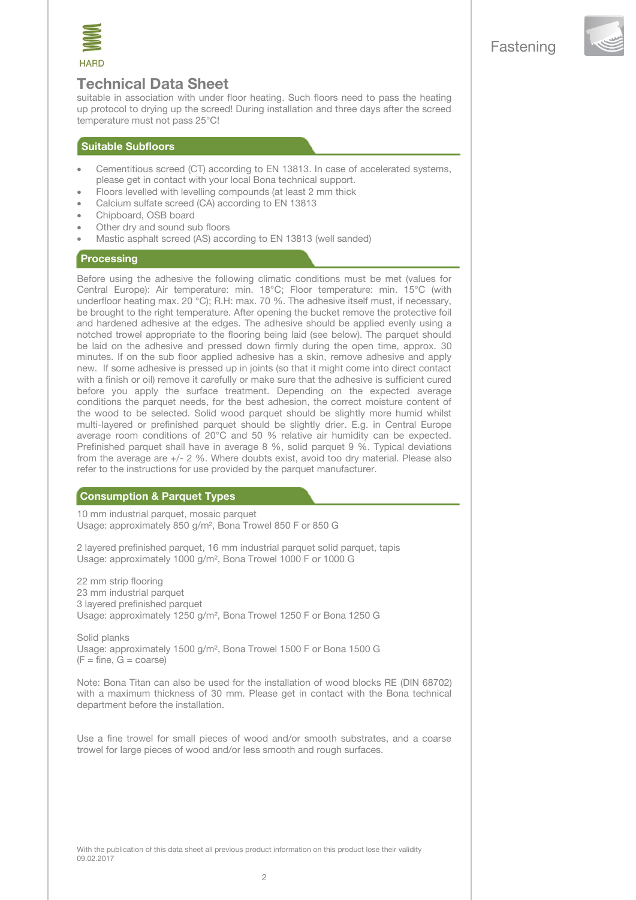# Technical Data Sheet

suitable in association with under floor heating. Such floors need to pass the heating up protocol to drying up the screed! During installation and three days after the screed temperature must not pass 25°C!

## Suitable Subfloors

- Cementitious screed (CT) according to EN 13813. In case of accelerated systems, please get in contact with your local Bona technical support.
- Floors levelled with levelling compounds (at least 2 mm thick
- Calcium sulfate screed (CA) according to EN 13813
- Chipboard, OSB board
- Other dry and sound sub floors
- Mastic asphalt screed (AS) according to EN 13813 (well sanded)

## Processing

Before using the adhesive the following climatic conditions must be met (values for Central Europe): Air temperature: min. 18°C; Floor temperature: min. 15°C (with underfloor heating max. 20 °C); R.H: max. 70 %. The adhesive itself must, if necessary, be brought to the right temperature. After opening the bucket remove the protective foil and hardened adhesive at the edges. The adhesive should be applied evenly using a notched trowel appropriate to the flooring being laid (see below). The parquet should be laid on the adhesive and pressed down firmly during the open time, approx. 30 minutes. If on the sub floor applied adhesive has a skin, remove adhesive and apply new. If some adhesive is pressed up in joints (so that it might come into direct contact with a finish or oil) remove it carefully or make sure that the adhesive is sufficient cured before you apply the surface treatment. Depending on the expected average conditions the parquet needs, for the best adhesion, the correct moisture content of the wood to be selected. Solid wood parquet should be slightly more humid whilst multi-layered or prefinished parquet should be slightly drier. E.g. in Central Europe average room conditions of 20°C and 50 % relative air humidity can be expected. Prefinished parquet shall have in average 8 %, solid parquet 9 %. Typical deviations from the average are +/- 2 %. Where doubts exist, avoid too dry material. Please also refer to the instructions for use provided by the parquet manufacturer.

## Consumption & Parquet Types

10 mm industrial parquet, mosaic parquet
Usage: approximately 850 g/m², Bona Trowel 850 F or 850 G

2 layered prefinished parquet, 16 mm industrial parquet solid parquet, tapis
Usage: approximately 1000 g/m², Bona Trowel 1000 F or 1000 G

22 mm strip flooring
23 mm industrial parquet
3 layered prefinished parquet
Usage: approximately 1250 g/m², Bona Trowel 1250 F or Bona 1250 G

Solid planks
Usage: approximately 1500 g/m², Bona Trowel 1500 F or Bona 1500 G
(F = fine, G = coarse)

Note: Bona Titan can also be used for the installation of wood blocks RE (DIN 68702) with a maximum thickness of 30 mm. Please get in contact with the Bona technical department before the installation.

Use a fine trowel for small pieces of wood and/or smooth substrates, and a coarse trowel for large pieces of wood and/or less smooth and rough surfaces.

With the publication of this data sheet all previous product information on this product lose their validity
09.02.2017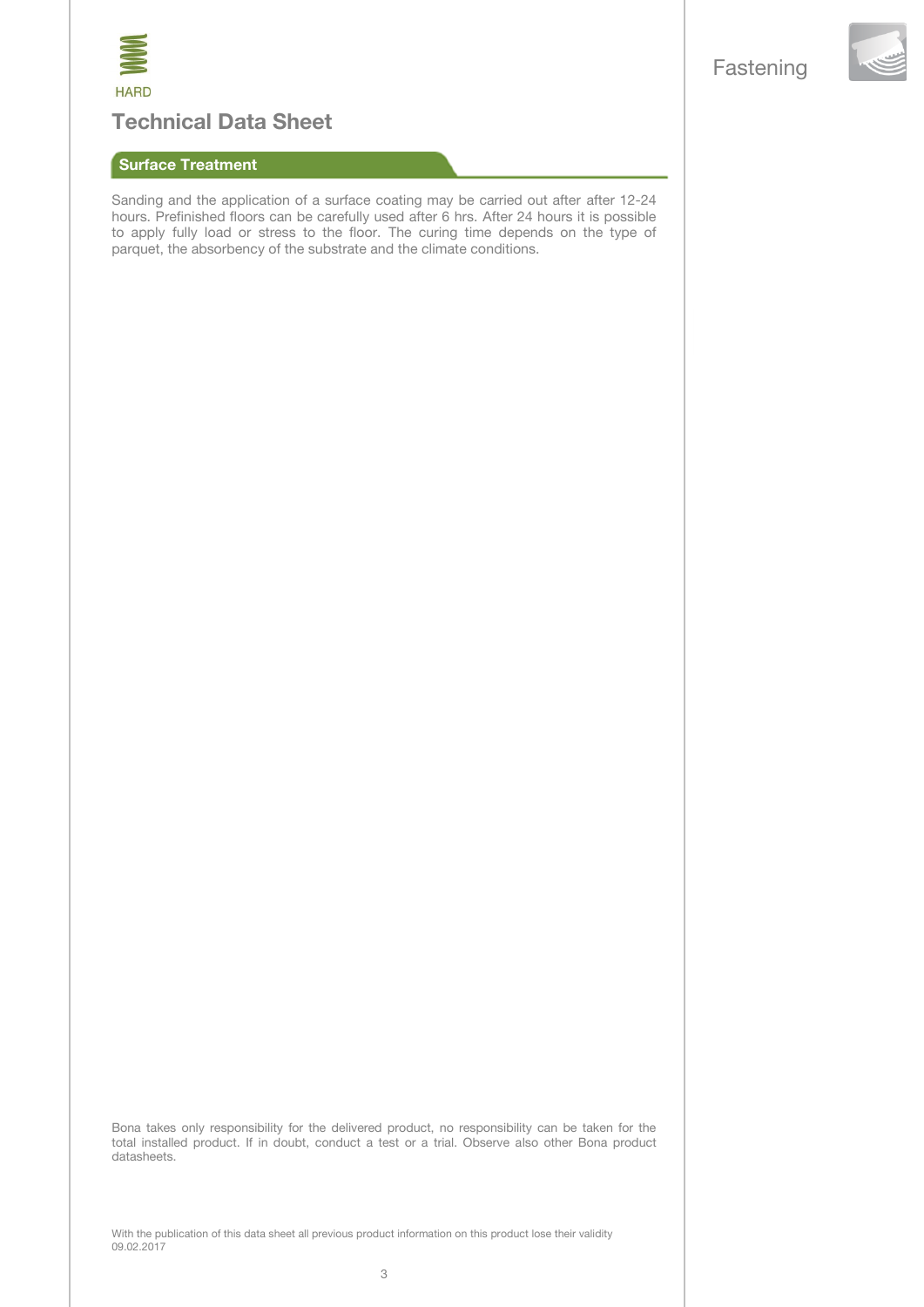## Surface Treatment

Sanding and the application of a surface coating may be carried out after after 12-24 hours. Prefinished floors can be carefully used after 6 hrs. After 24 hours it is possible to apply fully load or stress to the floor. The curing time depends on the type of parquet, the absorbency of the substrate and the climate conditions.

Bona takes only responsibility for the delivered product, no responsibility can be taken for the total installed product. If in doubt, conduct a test or a trial. Observe also other Bona product datasheets.

With the publication of this data sheet all previous product information on this product lose their validity
09.02.2017